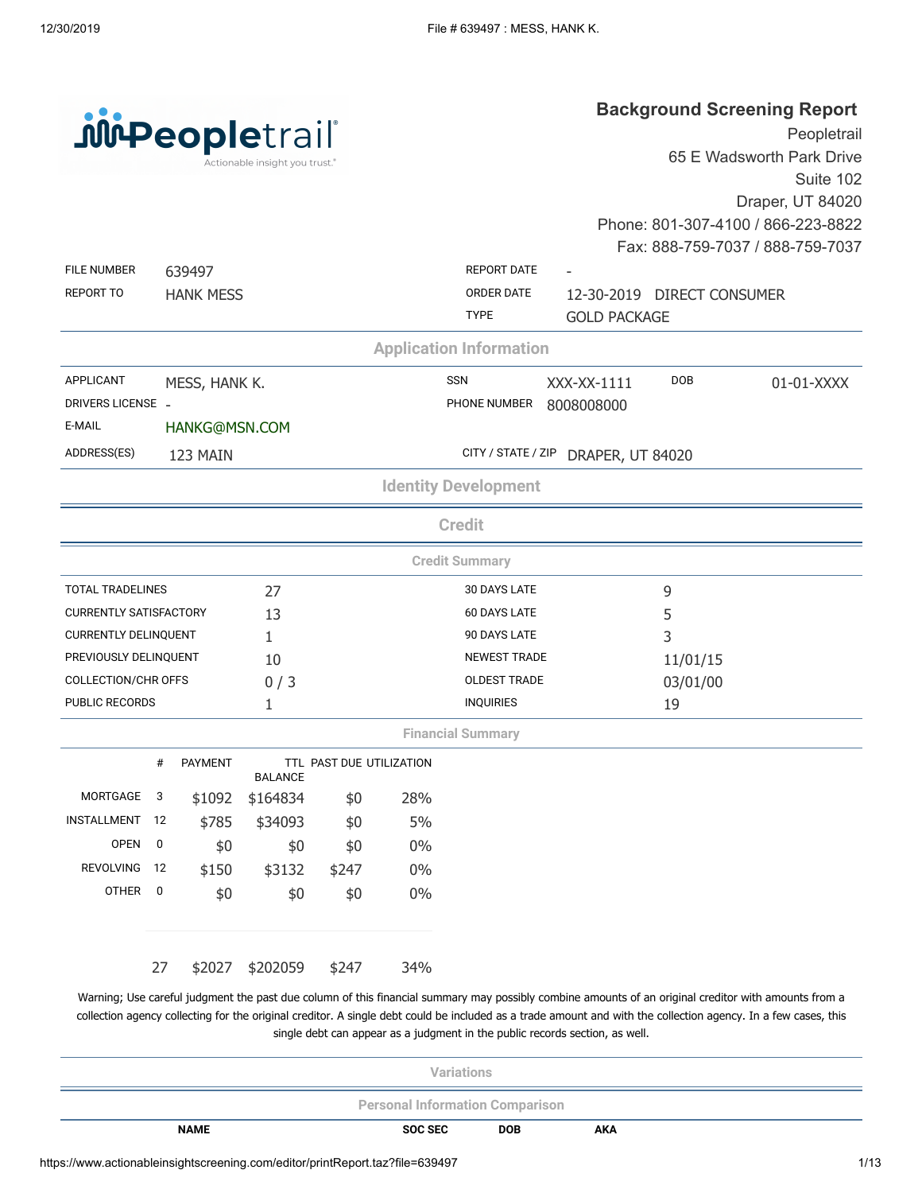Peopletrail
Actionable insight you trust.

# Background Screening Report

Peopletrail
65 E Wadsworth Park Drive
Suite 102
Draper, UT 84020
Phone: 801-307-4100 / 866-223-8822
Fax: 888-759-7037 / 888-759-7037

| | | | |
|---|---|---|---|
| FILE NUMBER | 639497 | REPORT DATE | - |
| REPORT TO | HANK MESS | ORDER DATE | 12-30-2019 DIRECT CONSUMER |
| | | TYPE | GOLD PACKAGE |

## Application Information

| | | | | | |
|---|---|---|---|---|---|
| APPLICANT | MESS, HANK K. | SSN | XXX-XX-1111 | DOB | 01-01-XXXX |
| DRIVERS LICENSE | - | PHONE NUMBER | 8008008000 | | |
| E-MAIL | HANKG@MSN.COM | | | | |
| ADDRESS(ES) | 123 MAIN | CITY / STATE / ZIP | DRAPER, UT 84020 | | |

## Identity Development

## Credit

### Credit Summary

| | | | |
|---|---|---|---|
| TOTAL TRADELINES | 27 | 30 DAYS LATE | 9 |
| CURRENTLY SATISFACTORY | 13 | 60 DAYS LATE | 5 |
| CURRENTLY DELINQUENT | 1 | 90 DAYS LATE | 3 |
| PREVIOUSLY DELINQUENT | 10 | NEWEST TRADE | 11/01/15 |
| COLLECTION/CHR OFFS | 0 / 3 | OLDEST TRADE | 03/01/00 |
| PUBLIC RECORDS | 1 | INQUIRIES | 19 |

### Financial Summary

| | # | PAYMENT | TTL BALANCE | PAST DUE | UTILIZATION |
|---|---|---|---|---|---|
| MORTGAGE | 3 | $1092 | $164834 | $0 | 28% |
| INSTALLMENT | 12 | $785 | $34093 | $0 | 5% |
| OPEN | 0 | $0 | $0 | $0 | 0% |
| REVOLVING | 12 | $150 | $3132 | $247 | 0% |
| OTHER | 0 | $0 | $0 | $0 | 0% |
| | 27 | $2027 | $202059 | $247 | 34% |

Warning; Use careful judgment the past due column of this financial summary may possibly combine amounts of an original creditor with amounts from a collection agency collecting for the original creditor. A single debt could be included as a trade amount and with the collection agency. In a few cases, this single debt can appear as a judgment in the public records section, as well.

## Variations

### Personal Information Comparison

| NAME | SOC SEC | DOB | AKA |
|---|---|---|---|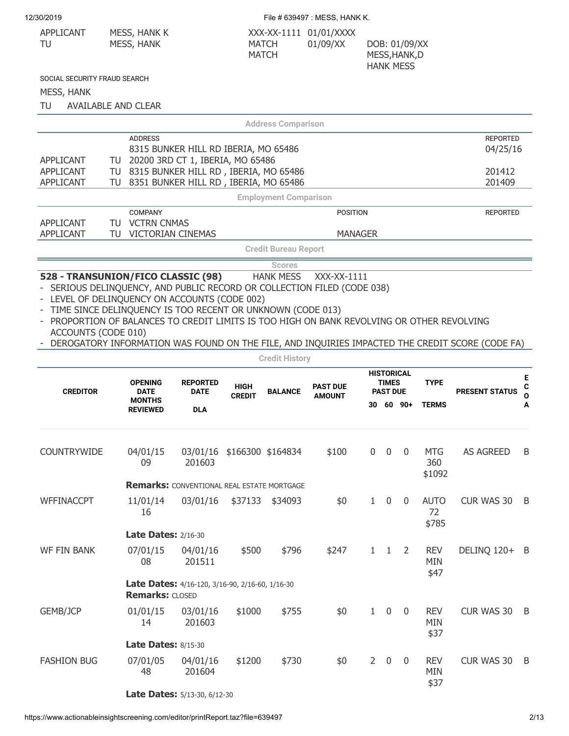| | | | | | |
|---|---|---|---|---|---|
| APPLICANT | MESS, HANK K | XXX-XX-1111 | 01/01/XXXX | | |
| TU | MESS, HANK | MATCH | 01/09/XX | DOB: 01/09/XX | |
| | | MATCH | | MESS,HANK,D | |
| | | | | HANK MESS | |

SOCIAL SECURITY FRAUD SEARCH

MESS, HANK

TU AVAILABLE AND CLEAR

## Address Comparison

| | | ADDRESS | REPORTED |
|---|---|---|---|
| | | 8315 BUNKER HILL RD IBERIA, MO 65486 | 04/25/16 |
| APPLICANT | TU | 20200 3RD CT 1, IBERIA, MO 65486 | |
| APPLICANT | TU | 8315 BUNKER HILL RD , IBERIA, MO 65486 | 201412 |
| APPLICANT | TU | 8351 BUNKER HILL RD , IBERIA, MO 65486 | 201409 |

## Employment Comparison

| | | COMPANY | POSITION | REPORTED |
|---|---|---|---|---|
| APPLICANT | TU | VCTRN CNMAS | | |
| APPLICANT | TU | VICTORIAN CINEMAS | MANAGER | |

## Credit Bureau Report

### Scores

**528 - TRANSUNION/FICO CLASSIC (98)** HANK MESS XXX-XX-1111

- SERIOUS DELINQUENCY, AND PUBLIC RECORD OR COLLECTION FILED (CODE 038)
- LEVEL OF DELINQUENCY ON ACCOUNTS (CODE 002)
- TIME SINCE DELINQUENCY IS TOO RECENT OR UNKNOWN (CODE 013)
- PROPORTION OF BALANCES TO CREDIT LIMITS IS TOO HIGH ON BANK REVOLVING OR OTHER REVOLVING ACCOUNTS (CODE 010)
- DEROGATORY INFORMATION WAS FOUND ON THE FILE, AND INQUIRIES IMPACTED THE CREDIT SCORE (CODE FA)

### Credit History

| CREDITOR | OPENING DATE / MONTHS REVIEWED | REPORTED DATE / DLA | HIGH CREDIT | BALANCE | PAST DUE AMOUNT | HISTORICAL TIMES PAST DUE 30 | 60 | 90+ | TYPE / TERMS | PRESENT STATUS | ECOA |
|---|---|---|---|---|---|---|---|---|---|---|---|
| COUNTRYWIDE | 04/01/15 09 | 03/01/16 201603 | $166300 | $164834 | $100 | 0 | 0 | 0 | MTG 360 $1092 | AS AGREED | B |
| | **Remarks:** CONVENTIONAL REAL ESTATE MORTGAGE | | | | | | | | | | |
| WFFINACCPT | 11/01/14 16 | 03/01/16 | $37133 | $34093 | $0 | 1 | 0 | 0 | AUTO 72 $785 | CUR WAS 30 | B |
| | **Late Dates:** 2/16-30 | | | | | | | | | | |
| WF FIN BANK | 07/01/15 08 | 04/01/16 201511 | $500 | $796 | $247 | 1 | 1 | 2 | REV MIN $47 | DELINQ 120+ | B |
| | **Late Dates:** 4/16-120, 3/16-90, 2/16-60, 1/16-30 **Remarks:** CLOSED | | | | | | | | | | |
| GEMB/JCP | 01/01/15 14 | 03/01/16 201603 | $1000 | $755 | $0 | 1 | 0 | 0 | REV MIN $37 | CUR WAS 30 | B |
| | **Late Dates:** 8/15-30 | | | | | | | | | | |
| FASHION BUG | 07/01/05 48 | 04/01/16 201604 | $1200 | $730 | $0 | 2 | 0 | 0 | REV MIN $37 | CUR WAS 30 | B |
| | **Late Dates:** 5/13-30, 6/12-30 | | | | | | | | | | |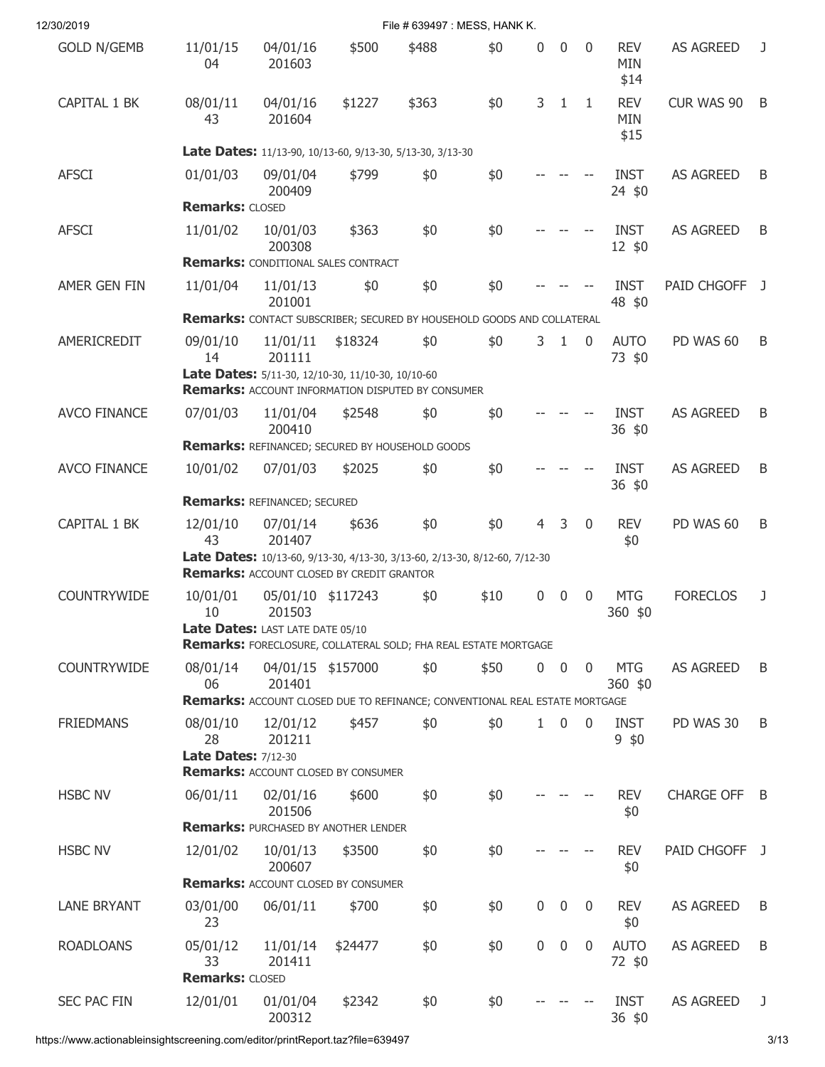| | | | | | | | | | | | |
|---|---|---|---|---|---|---|---|---|---|---|---|
| GOLD N/GEMB | 11/01/15 04 | 04/01/16 201603 | $500 | $488 | $0 | 0 | 0 | 0 | REV MIN $14 | AS AGREED | J |
| CAPITAL 1 BK | 08/01/11 43 | 04/01/16 201604 | $1227 | $363 | $0 | 3 | 1 | 1 | REV MIN $15 | CUR WAS 90 | B |
| | **Late Dates:** 11/13-90, 10/13-60, 9/13-30, 5/13-30, 3/13-30 | | | | | | | | | | |
| AFSCI | 01/01/03 | 09/01/04 200409 | $799 | $0 | $0 | -- | -- | -- | INST 24 $0 | AS AGREED | B |
| | **Remarks:** CLOSED | | | | | | | | | | |
| AFSCI | 11/01/02 | 10/01/03 200308 | $363 | $0 | $0 | -- | -- | -- | INST 12 $0 | AS AGREED | B |
| | **Remarks:** CONDITIONAL SALES CONTRACT | | | | | | | | | | |
| AMER GEN FIN | 11/01/04 | 11/01/13 201001 | $0 | $0 | $0 | -- | -- | -- | INST 48 $0 | PAID CHGOFF | J |
| | **Remarks:** CONTACT SUBSCRIBER; SECURED BY HOUSEHOLD GOODS AND COLLATERAL | | | | | | | | | | |
| AMERICREDIT | 09/01/10 14 | 11/01/11 201111 | $18324 | $0 | $0 | 3 | 1 | 0 | AUTO 73 $0 | PD WAS 60 | B |
| | **Late Dates:** 5/11-30, 12/10-30, 11/10-30, 10/10-60 **Remarks:** ACCOUNT INFORMATION DISPUTED BY CONSUMER | | | | | | | | | | |
| AVCO FINANCE | 07/01/03 | 11/01/04 200410 | $2548 | $0 | $0 | -- | -- | -- | INST 36 $0 | AS AGREED | B |
| | **Remarks:** REFINANCED; SECURED BY HOUSEHOLD GOODS | | | | | | | | | | |
| AVCO FINANCE | 10/01/02 | 07/01/03 | $2025 | $0 | $0 | -- | -- | -- | INST 36 $0 | AS AGREED | B |
| | **Remarks:** REFINANCED; SECURED | | | | | | | | | | |
| CAPITAL 1 BK | 12/01/10 43 | 07/01/14 201407 | $636 | $0 | $0 | 4 | 3 | 0 | REV $0 | PD WAS 60 | B |
| | **Late Dates:** 10/13-60, 9/13-30, 4/13-30, 3/13-60, 2/13-30, 8/12-60, 7/12-30 **Remarks:** ACCOUNT CLOSED BY CREDIT GRANTOR | | | | | | | | | | |
| COUNTRYWIDE | 10/01/01 10 | 05/01/10 201503 | $117243 | $0 | $10 | 0 | 0 | 0 | MTG 360 $0 | FORECLOS | J |
| | **Late Dates:** LAST LATE DATE 05/10 **Remarks:** FORECLOSURE, COLLATERAL SOLD; FHA REAL ESTATE MORTGAGE | | | | | | | | | | |
| COUNTRYWIDE | 08/01/14 06 | 04/01/15 201401 | $157000 | $0 | $50 | 0 | 0 | 0 | MTG 360 $0 | AS AGREED | B |
| | **Remarks:** ACCOUNT CLOSED DUE TO REFINANCE; CONVENTIONAL REAL ESTATE MORTGAGE | | | | | | | | | | |
| FRIEDMANS | 08/01/10 28 | 12/01/12 201211 | $457 | $0 | $0 | 1 | 0 | 0 | INST 9 $0 | PD WAS 30 | B |
| | **Late Dates:** 7/12-30 **Remarks:** ACCOUNT CLOSED BY CONSUMER | | | | | | | | | | |
| HSBC NV | 06/01/11 | 02/01/16 201506 | $600 | $0 | $0 | -- | -- | -- | REV $0 | CHARGE OFF | B |
| | **Remarks:** PURCHASED BY ANOTHER LENDER | | | | | | | | | | |
| HSBC NV | 12/01/02 | 10/01/13 200607 | $3500 | $0 | $0 | -- | -- | -- | REV $0 | PAID CHGOFF | J |
| | **Remarks:** ACCOUNT CLOSED BY CONSUMER | | | | | | | | | | |
| LANE BRYANT | 03/01/00 23 | 06/01/11 | $700 | $0 | $0 | 0 | 0 | 0 | REV $0 | AS AGREED | B |
| ROADLOANS | 05/01/12 33 | 11/01/14 201411 | $24477 | $0 | $0 | 0 | 0 | 0 | AUTO 72 $0 | AS AGREED | B |
| | **Remarks:** CLOSED | | | | | | | | | | |
| SEC PAC FIN | 12/01/01 | 01/01/04 200312 | $2342 | $0 | $0 | -- | -- | -- | INST 36 $0 | AS AGREED | J |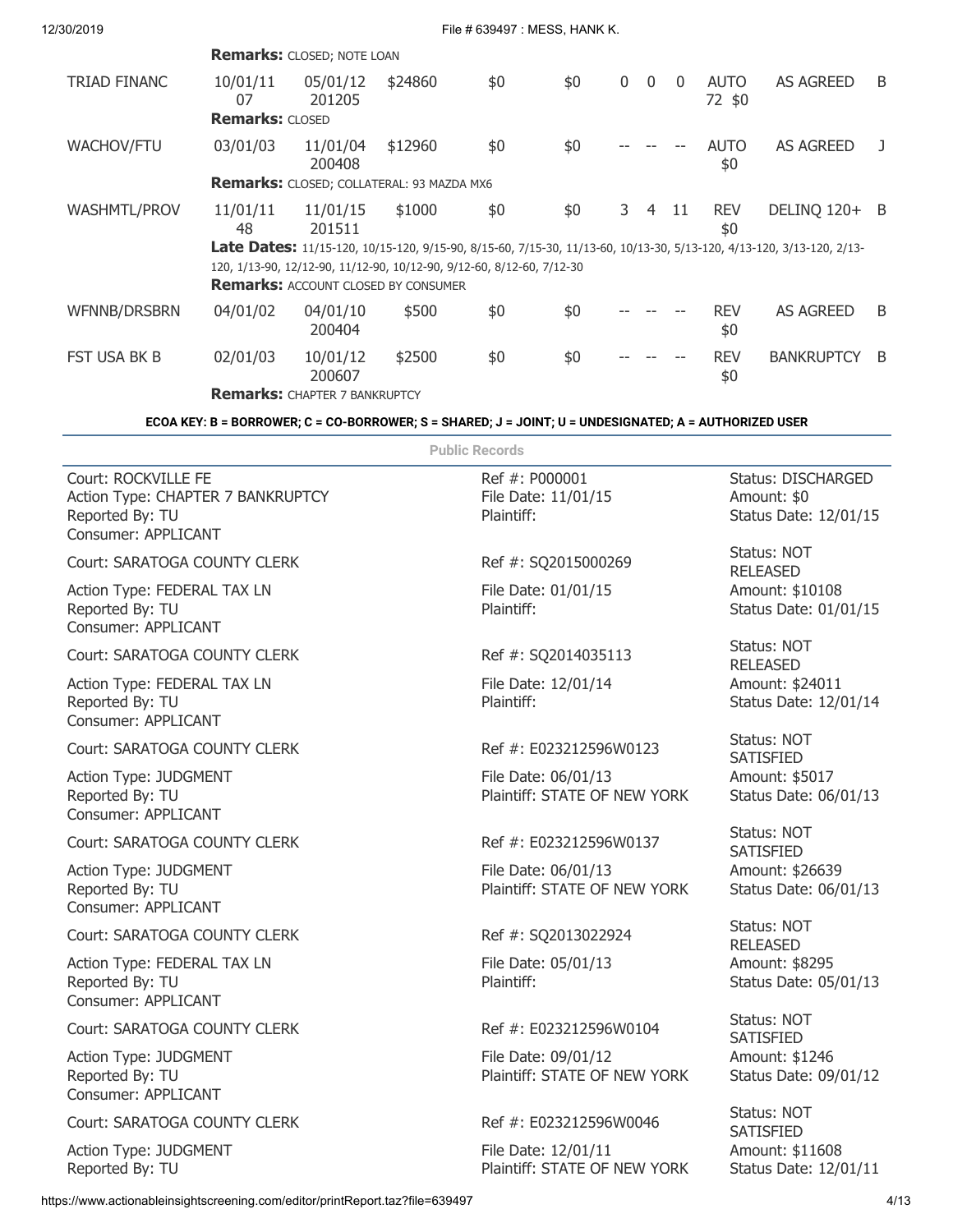**Remarks:** CLOSED; NOTE LOAN

| | | | | | | | | | | | |
|---|---|---|---|---|---|---|---|---|---|---|---|
| TRIAD FINANC | 10/01/11 07 | 05/01/12 201205 | $24860 | $0 | $0 | 0 | 0 | 0 | AUTO 72 $0 | AS AGREED | B |

**Remarks:** CLOSED

| | | | | | | | | | | | |
|---|---|---|---|---|---|---|---|---|---|---|---|
| WACHOV/FTU | 03/01/03 | 11/01/04 200408 | $12960 | $0 | $0 | -- | -- | -- | AUTO $0 | AS AGREED | J |

**Remarks:** CLOSED; COLLATERAL: 93 MAZDA MX6

| | | | | | | | | | | | |
|---|---|---|---|---|---|---|---|---|---|---|---|
| WASHMTL/PROV | 11/01/11 48 | 11/01/15 201511 | $1000 | $0 | $0 | 3 | 4 | 11 | REV $0 | DELINQ 120+ | B |

**Late Dates:** 11/15-120, 10/15-120, 9/15-90, 8/15-60, 7/15-30, 11/13-60, 10/13-30, 5/13-120, 4/13-120, 3/13-120, 2/13-120, 1/13-90, 12/12-90, 11/12-90, 10/12-90, 9/12-60, 8/12-60, 7/12-30

**Remarks:** ACCOUNT CLOSED BY CONSUMER

| | | | | | | | | | | | |
|---|---|---|---|---|---|---|---|---|---|---|---|
| WFNNB/DRSBRN | 04/01/02 | 04/01/10 200404 | $500 | $0 | $0 | -- | -- | -- | REV $0 | AS AGREED | B |
| FST USA BK B | 02/01/03 | 10/01/12 200607 | $2500 | $0 | $0 | -- | -- | -- | REV $0 | BANKRUPTCY | B |

**Remarks:** CHAPTER 7 BANKRUPTCY

**ECOA KEY: B = BORROWER; C = CO-BORROWER; S = SHARED; J = JOINT; U = UNDESIGNATED; A = AUTHORIZED USER**

## Public Records

| | | |
|---|---|---|
| Court: ROCKVILLE FE<br>Action Type: CHAPTER 7 BANKRUPTCY<br>Reported By: TU<br>Consumer: APPLICANT | Ref #: P000001<br>File Date: 11/01/15<br>Plaintiff: | Status: DISCHARGED<br>Amount: $0<br>Status Date: 12/01/15 |
| Court: SARATOGA COUNTY CLERK<br>Action Type: FEDERAL TAX LN<br>Reported By: TU<br>Consumer: APPLICANT | Ref #: SQ2015000269<br>File Date: 01/01/15<br>Plaintiff: | Status: NOT RELEASED<br>Amount: $10108<br>Status Date: 01/01/15 |
| Court: SARATOGA COUNTY CLERK<br>Action Type: FEDERAL TAX LN<br>Reported By: TU<br>Consumer: APPLICANT | Ref #: SQ2014035113<br>File Date: 12/01/14<br>Plaintiff: | Status: NOT RELEASED<br>Amount: $24011<br>Status Date: 12/01/14 |
| Court: SARATOGA COUNTY CLERK<br>Action Type: JUDGMENT<br>Reported By: TU<br>Consumer: APPLICANT | Ref #: E023212596W0123<br>File Date: 06/01/13<br>Plaintiff: STATE OF NEW YORK | Status: NOT SATISFIED<br>Amount: $5017<br>Status Date: 06/01/13 |
| Court: SARATOGA COUNTY CLERK<br>Action Type: JUDGMENT<br>Reported By: TU<br>Consumer: APPLICANT | Ref #: E023212596W0137<br>File Date: 06/01/13<br>Plaintiff: STATE OF NEW YORK | Status: NOT SATISFIED<br>Amount: $26639<br>Status Date: 06/01/13 |
| Court: SARATOGA COUNTY CLERK<br>Action Type: FEDERAL TAX LN<br>Reported By: TU<br>Consumer: APPLICANT | Ref #: SQ2013022924<br>File Date: 05/01/13<br>Plaintiff: | Status: NOT RELEASED<br>Amount: $8295<br>Status Date: 05/01/13 |
| Court: SARATOGA COUNTY CLERK<br>Action Type: JUDGMENT<br>Reported By: TU<br>Consumer: APPLICANT | Ref #: E023212596W0104<br>File Date: 09/01/12<br>Plaintiff: STATE OF NEW YORK | Status: NOT SATISFIED<br>Amount: $1246<br>Status Date: 09/01/12 |
| Court: SARATOGA COUNTY CLERK<br>Action Type: JUDGMENT<br>Reported By: TU | Ref #: E023212596W0046<br>File Date: 12/01/11<br>Plaintiff: STATE OF NEW YORK | Status: NOT SATISFIED<br>Amount: $11608<br>Status Date: 12/01/11 |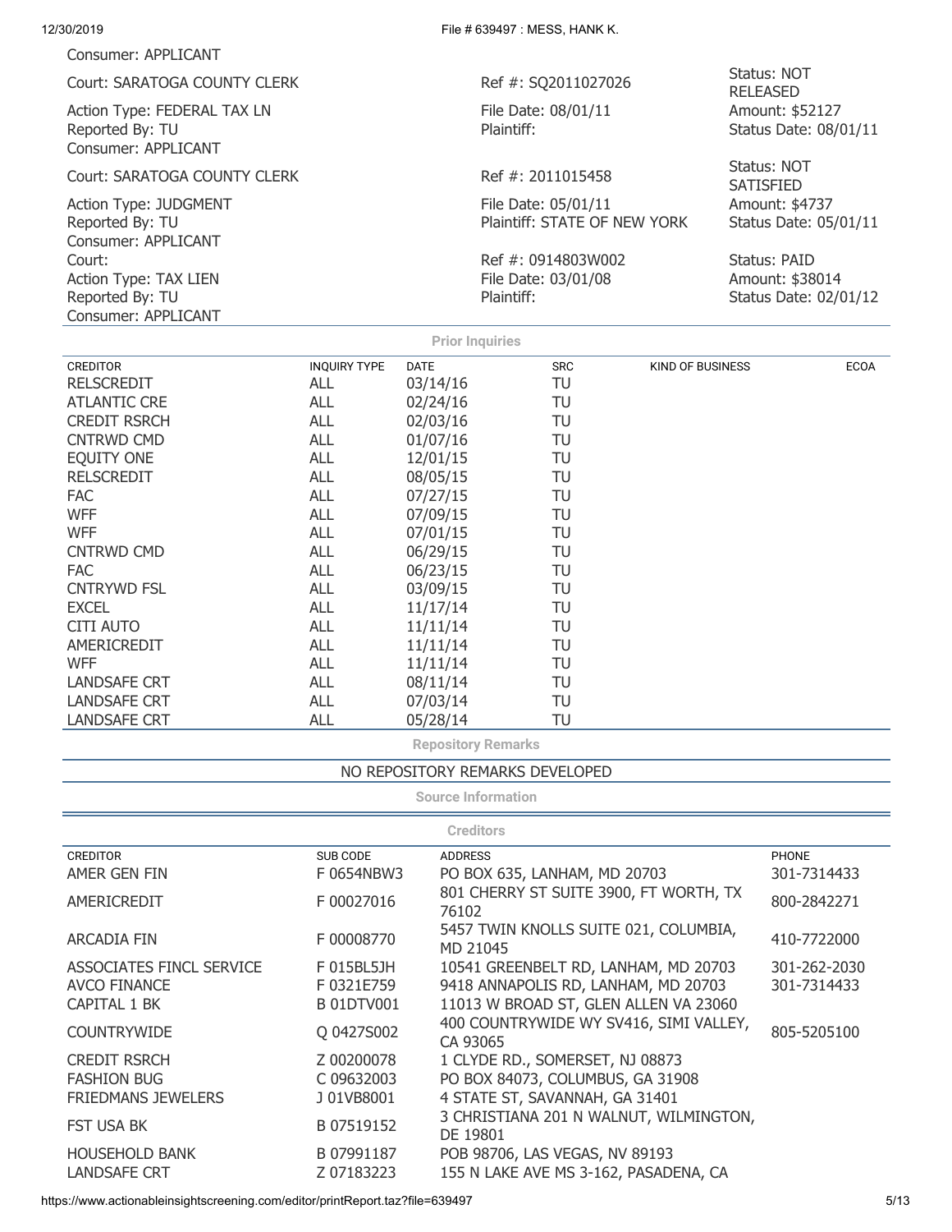Consumer: APPLICANT

| | | |
|---|---|---|
| Court: SARATOGA COUNTY CLERK | Ref #: SQ2011027026 | Status: NOT RELEASED |
| Action Type: FEDERAL TAX LN | File Date: 08/01/11 | Amount: $52127 |
| Reported By: TU | Plaintiff: | Status Date: 08/01/11 |
| Consumer: APPLICANT | | |
| Court: SARATOGA COUNTY CLERK | Ref #: 2011015458 | Status: NOT SATISFIED |
| Action Type: JUDGMENT | File Date: 05/01/11 | Amount: $4737 |
| Reported By: TU | Plaintiff: STATE OF NEW YORK | Status Date: 05/01/11 |
| Consumer: APPLICANT | | |
| Court: | Ref #: 0914803W002 | Status: PAID |
| Action Type: TAX LIEN | File Date: 03/01/08 | Amount: $38014 |
| Reported By: TU | Plaintiff: | Status Date: 02/01/12 |
| Consumer: APPLICANT | | |

### Prior Inquiries

| CREDITOR | INQUIRY TYPE | DATE | SRC | KIND OF BUSINESS | ECOA |
|---|---|---|---|---|---|
| RELSCREDIT | ALL | 03/14/16 | TU | | |
| ATLANTIC CRE | ALL | 02/24/16 | TU | | |
| CREDIT RSRCH | ALL | 02/03/16 | TU | | |
| CNTRWD CMD | ALL | 01/07/16 | TU | | |
| EQUITY ONE | ALL | 12/01/15 | TU | | |
| RELSCREDIT | ALL | 08/05/15 | TU | | |
| FAC | ALL | 07/27/15 | TU | | |
| WFF | ALL | 07/09/15 | TU | | |
| WFF | ALL | 07/01/15 | TU | | |
| CNTRWD CMD | ALL | 06/29/15 | TU | | |
| FAC | ALL | 06/23/15 | TU | | |
| CNTRYWD FSL | ALL | 03/09/15 | TU | | |
| EXCEL | ALL | 11/17/14 | TU | | |
| CITI AUTO | ALL | 11/11/14 | TU | | |
| AMERICREDIT | ALL | 11/11/14 | TU | | |
| WFF | ALL | 11/11/14 | TU | | |
| LANDSAFE CRT | ALL | 08/11/14 | TU | | |
| LANDSAFE CRT | ALL | 07/03/14 | TU | | |
| LANDSAFE CRT | ALL | 05/28/14 | TU | | |

### Repository Remarks

NO REPOSITORY REMARKS DEVELOPED

### Source Information

### Creditors

| CREDITOR | SUB CODE | ADDRESS | PHONE |
|---|---|---|---|
| AMER GEN FIN | F 0654NBW3 | PO BOX 635, LANHAM, MD 20703 | 301-7314433 |
| AMERICREDIT | F 00027016 | 801 CHERRY ST SUITE 3900, FT WORTH, TX 76102 | 800-2842271 |
| ARCADIA FIN | F 00008770 | 5457 TWIN KNOLLS SUITE 021, COLUMBIA, MD 21045 | 410-7722000 |
| ASSOCIATES FINCL SERVICE | F 015BL5JH | 10541 GREENBELT RD, LANHAM, MD 20703 | 301-262-2030 |
| AVCO FINANCE | F 0321E759 | 9418 ANNAPOLIS RD, LANHAM, MD 20703 | 301-7314433 |
| CAPITAL 1 BK | B 01DTV001 | 11013 W BROAD ST, GLEN ALLEN VA 23060 | |
| COUNTRYWIDE | Q 0427S002 | 400 COUNTRYWIDE WY SV416, SIMI VALLEY, CA 93065 | 805-5205100 |
| CREDIT RSRCH | Z 00200078 | 1 CLYDE RD., SOMERSET, NJ 08873 | |
| FASHION BUG | C 09632003 | PO BOX 84073, COLUMBUS, GA 31908 | |
| FRIEDMANS JEWELERS | J 01VB8001 | 4 STATE ST, SAVANNAH, GA 31401 | |
| FST USA BK | B 07519152 | 3 CHRISTIANA 201 N WALNUT, WILMINGTON, DE 19801 | |
| HOUSEHOLD BANK | B 07991187 | POB 98706, LAS VEGAS, NV 89193 | |
| LANDSAFE CRT | Z 07183223 | 155 N LAKE AVE MS 3-162, PASADENA, CA | |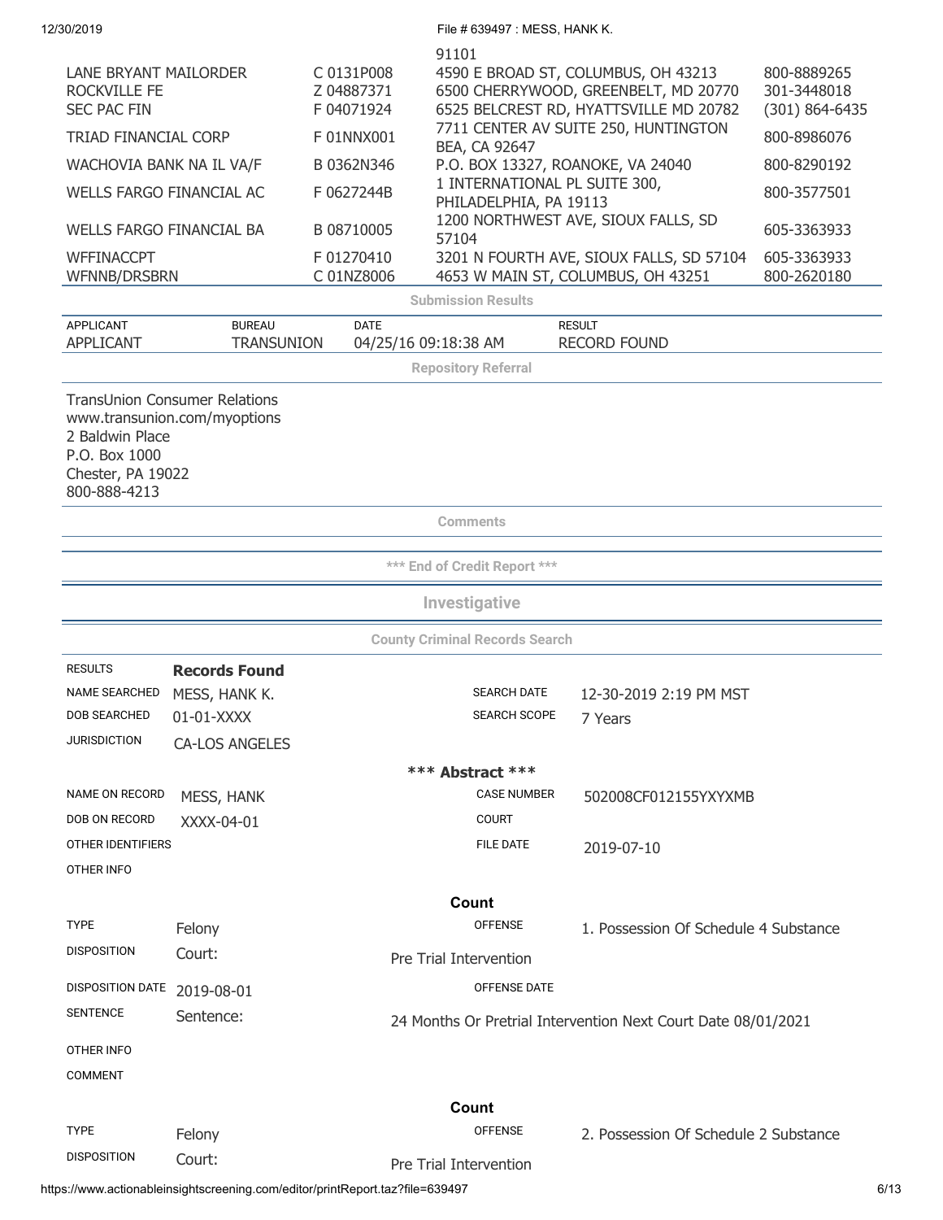| | | | |
|---|---|---|---|
| | | 91101 | |
| LANE BRYANT MAILORDER | C 0131P008 | 4590 E BROAD ST, COLUMBUS, OH 43213 | 800-8889265 |
| ROCKVILLE FE | Z 04887371 | 6500 CHERRYWOOD, GREENBELT, MD 20770 | 301-3448018 |
| SEC PAC FIN | F 04071924 | 6525 BELCREST RD, HYATTSVILLE MD 20782 | (301) 864-6435 |
| TRIAD FINANCIAL CORP | F 01NNX001 | 7711 CENTER AV SUITE 250, HUNTINGTON BEA, CA 92647 | 800-8986076 |
| WACHOVIA BANK NA IL VA/F | B 0362N346 | P.O. BOX 13327, ROANOKE, VA 24040 | 800-8290192 |
| WELLS FARGO FINANCIAL AC | F 0627244B | 1 INTERNATIONAL PL SUITE 300, PHILADELPHIA, PA 19113 | 800-3577501 |
| WELLS FARGO FINANCIAL BA | B 08710005 | 1200 NORTHWEST AVE, SIOUX FALLS, SD 57104 | 605-3363933 |
| WFFINACCPT | F 01270410 | 3201 N FOURTH AVE, SIOUX FALLS, SD 57104 | 605-3363933 |
| WFNNB/DRSBRN | C 01NZ8006 | 4653 W MAIN ST, COLUMBUS, OH 43251 | 800-2620180 |

### Submission Results

| APPLICANT | BUREAU | DATE | RESULT |
|---|---|---|---|
| APPLICANT | TRANSUNION | 04/25/16 09:18:38 AM | RECORD FOUND |

### Repository Referral

TransUnion Consumer Relations
www.transunion.com/myoptions
2 Baldwin Place
P.O. Box 1000
Chester, PA 19022
800-888-4213

### Comments

*** End of Credit Report ***

## Investigative

### County Criminal Records Search

| | | | |
|---|---|---|---|
| RESULTS | **Records Found** | | |
| NAME SEARCHED | MESS, HANK K. | SEARCH DATE | 12-30-2019 2:19 PM MST |
| DOB SEARCHED | 01-01-XXXX | SEARCH SCOPE | 7 Years |
| JURISDICTION | CA-LOS ANGELES | | |

**\*\*\* Abstract \*\*\***

| | | | |
|---|---|---|---|
| NAME ON RECORD | MESS, HANK | CASE NUMBER | 502008CF012155YXYXMB |
| DOB ON RECORD | XXXX-04-01 | COURT | |
| OTHER IDENTIFIERS | | FILE DATE | 2019-07-10 |
| OTHER INFO | | | |

**Count**

| | | | |
|---|---|---|---|
| TYPE | Felony | OFFENSE | 1. Possession Of Schedule 4 Substance |
| DISPOSITION | Court: | Pre Trial Intervention | |
| DISPOSITION DATE | 2019-08-01 | OFFENSE DATE | |
| SENTENCE | Sentence: | 24 Months Or Pretrial Intervention Next Court Date 08/01/2021 | |
| OTHER INFO | | | |
| COMMENT | | | |

**Count**

| | | | |
|---|---|---|---|
| TYPE | Felony | OFFENSE | 2. Possession Of Schedule 2 Substance |
| DISPOSITION | Court: | Pre Trial Intervention | |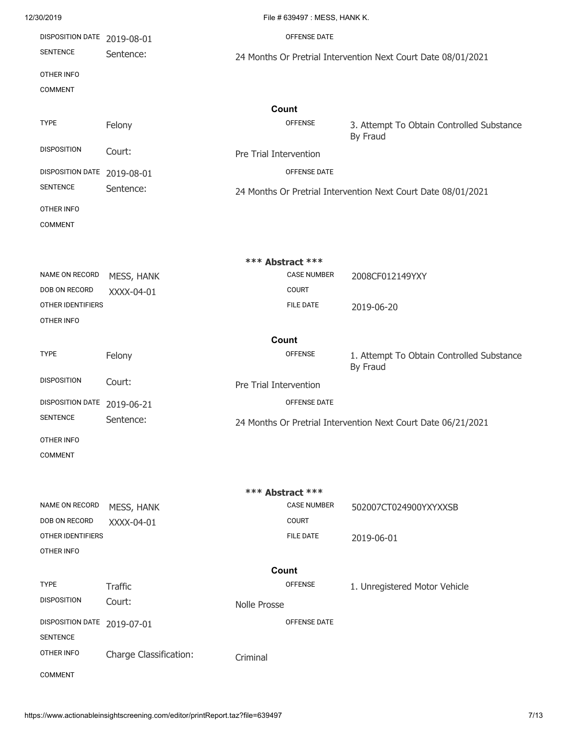| | | | |
|---|---|---|---|
| DISPOSITION DATE | 2019-08-01 | OFFENSE DATE | |
| SENTENCE | Sentence: | 24 Months Or Pretrial Intervention Next Court Date 08/01/2021 | |
| OTHER INFO | | | |
| COMMENT | | | |

**Count**

| | | | |
|---|---|---|---|
| TYPE | Felony | OFFENSE | 3. Attempt To Obtain Controlled Substance By Fraud |
| DISPOSITION | Court: | Pre Trial Intervention | |
| DISPOSITION DATE | 2019-08-01 | OFFENSE DATE | |
| SENTENCE | Sentence: | 24 Months Or Pretrial Intervention Next Court Date 08/01/2021 | |
| OTHER INFO | | | |
| COMMENT | | | |

**\*\*\* Abstract \*\*\***

| | | | |
|---|---|---|---|
| NAME ON RECORD | MESS, HANK | CASE NUMBER | 2008CF012149YXY |
| DOB ON RECORD | XXXX-04-01 | COURT | |
| OTHER IDENTIFIERS | | FILE DATE | 2019-06-20 |
| OTHER INFO | | | |

**Count**

| | | | |
|---|---|---|---|
| TYPE | Felony | OFFENSE | 1. Attempt To Obtain Controlled Substance By Fraud |
| DISPOSITION | Court: | Pre Trial Intervention | |
| DISPOSITION DATE | 2019-06-21 | OFFENSE DATE | |
| SENTENCE | Sentence: | 24 Months Or Pretrial Intervention Next Court Date 06/21/2021 | |
| OTHER INFO | | | |
| COMMENT | | | |

**\*\*\* Abstract \*\*\***

| | | | |
|---|---|---|---|
| NAME ON RECORD | MESS, HANK | CASE NUMBER | 502007CT024900YXYXXSB |
| DOB ON RECORD | XXXX-04-01 | COURT | |
| OTHER IDENTIFIERS | | FILE DATE | 2019-06-01 |
| OTHER INFO | | | |

**Count**

| | | | |
|---|---|---|---|
| TYPE | Traffic | OFFENSE | 1. Unregistered Motor Vehicle |
| DISPOSITION | Court: | Nolle Prosse | |
| DISPOSITION DATE | 2019-07-01 | OFFENSE DATE | |
| SENTENCE | | | |
| OTHER INFO | Charge Classification: | Criminal | |
| COMMENT | | | |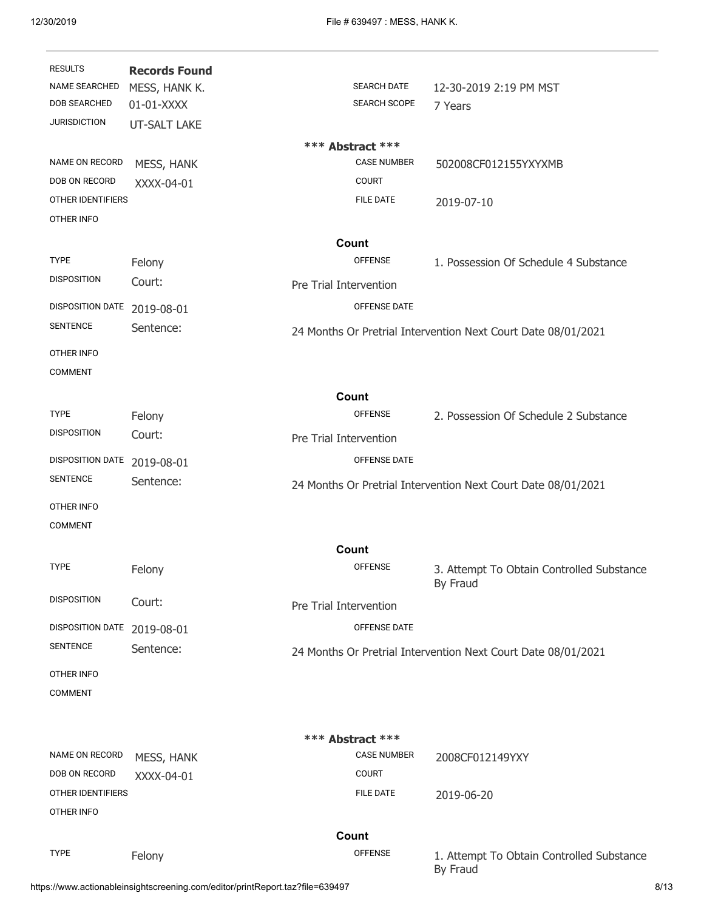| | | | |
|---|---|---|---|
| RESULTS | **Records Found** | | |
| NAME SEARCHED | MESS, HANK K. | SEARCH DATE | 12-30-2019 2:19 PM MST |
| DOB SEARCHED | 01-01-XXXX | SEARCH SCOPE | 7 Years |
| JURISDICTION | UT-SALT LAKE | | |

**\*\*\* Abstract \*\*\***

| | | | |
|---|---|---|---|
| NAME ON RECORD | MESS, HANK | CASE NUMBER | 502008CF012155YXYXMB |
| DOB ON RECORD | XXXX-04-01 | COURT | |
| OTHER IDENTIFIERS | | FILE DATE | 2019-07-10 |
| OTHER INFO | | | |

**Count**

| | | | |
|---|---|---|---|
| TYPE | Felony | OFFENSE | 1. Possession Of Schedule 4 Substance |
| DISPOSITION | Court: | Pre Trial Intervention | |
| DISPOSITION DATE | 2019-08-01 | OFFENSE DATE | |
| SENTENCE | Sentence: | 24 Months Or Pretrial Intervention Next Court Date 08/01/2021 | |
| OTHER INFO | | | |
| COMMENT | | | |

**Count**

| | | | |
|---|---|---|---|
| TYPE | Felony | OFFENSE | 2. Possession Of Schedule 2 Substance |
| DISPOSITION | Court: | Pre Trial Intervention | |
| DISPOSITION DATE | 2019-08-01 | OFFENSE DATE | |
| SENTENCE | Sentence: | 24 Months Or Pretrial Intervention Next Court Date 08/01/2021 | |
| OTHER INFO | | | |
| COMMENT | | | |

**Count**

| | | | |
|---|---|---|---|
| TYPE | Felony | OFFENSE | 3. Attempt To Obtain Controlled Substance By Fraud |
| DISPOSITION | Court: | Pre Trial Intervention | |
| DISPOSITION DATE | 2019-08-01 | OFFENSE DATE | |
| SENTENCE | Sentence: | 24 Months Or Pretrial Intervention Next Court Date 08/01/2021 | |
| OTHER INFO | | | |
| COMMENT | | | |

**\*\*\* Abstract \*\*\***

| | | | |
|---|---|---|---|
| NAME ON RECORD | MESS, HANK | CASE NUMBER | 2008CF012149YXY |
| DOB ON RECORD | XXXX-04-01 | COURT | |
| OTHER IDENTIFIERS | | FILE DATE | 2019-06-20 |
| OTHER INFO | | | |

**Count**

| | | | |
|---|---|---|---|
| TYPE | Felony | OFFENSE | 1. Attempt To Obtain Controlled Substance By Fraud |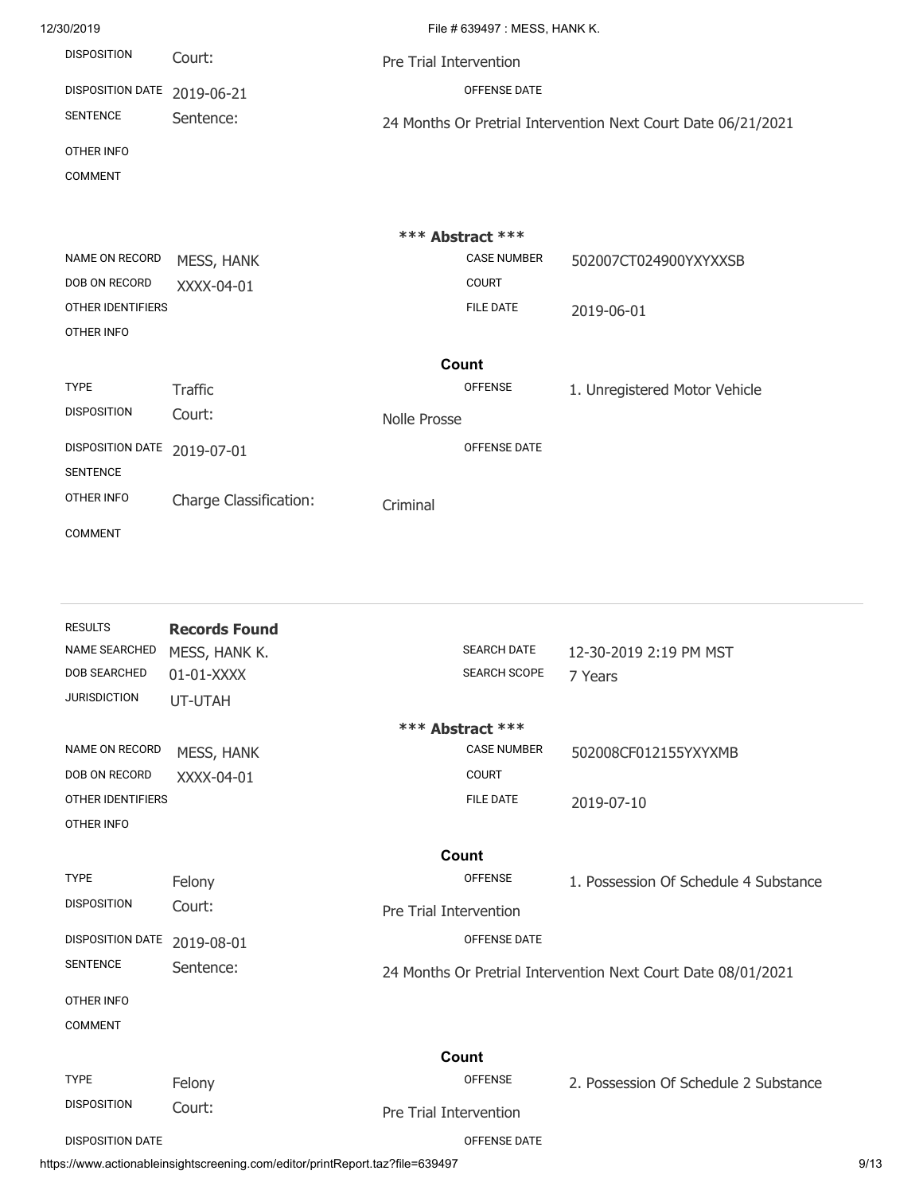| | | | |
|---|---|---|---|
| DISPOSITION | Court: | Pre Trial Intervention | |
| DISPOSITION DATE | 2019-06-21 | OFFENSE DATE | |
| SENTENCE | Sentence: | 24 Months Or Pretrial Intervention Next Court Date 06/21/2021 | |
| OTHER INFO | | | |
| COMMENT | | | |

**\*\*\* Abstract \*\*\***

| | | | |
|---|---|---|---|
| NAME ON RECORD | MESS, HANK | CASE NUMBER | 502007CT024900YXYXXSB |
| DOB ON RECORD | XXXX-04-01 | COURT | |
| OTHER IDENTIFIERS | | FILE DATE | 2019-06-01 |
| OTHER INFO | | | |

**Count**

| | | | |
|---|---|---|---|
| TYPE | Traffic | OFFENSE | 1. Unregistered Motor Vehicle |
| DISPOSITION | Court: | Nolle Prosse | |
| DISPOSITION DATE | 2019-07-01 | OFFENSE DATE | |
| SENTENCE | | | |
| OTHER INFO | Charge Classification: | Criminal | |
| COMMENT | | | |

---

| | | | |
|---|---|---|---|
| RESULTS | **Records Found** | | |
| NAME SEARCHED | MESS, HANK K. | SEARCH DATE | 12-30-2019 2:19 PM MST |
| DOB SEARCHED | 01-01-XXXX | SEARCH SCOPE | 7 Years |
| JURISDICTION | UT-UTAH | | |

**\*\*\* Abstract \*\*\***

| | | | |
|---|---|---|---|
| NAME ON RECORD | MESS, HANK | CASE NUMBER | 502008CF012155YXYXMB |
| DOB ON RECORD | XXXX-04-01 | COURT | |
| OTHER IDENTIFIERS | | FILE DATE | 2019-07-10 |
| OTHER INFO | | | |

**Count**

| | | | |
|---|---|---|---|
| TYPE | Felony | OFFENSE | 1. Possession Of Schedule 4 Substance |
| DISPOSITION | Court: | Pre Trial Intervention | |
| DISPOSITION DATE | 2019-08-01 | OFFENSE DATE | |
| SENTENCE | Sentence: | 24 Months Or Pretrial Intervention Next Court Date 08/01/2021 | |
| OTHER INFO | | | |
| COMMENT | | | |

**Count**

| | | | |
|---|---|---|---|
| TYPE | Felony | OFFENSE | 2. Possession Of Schedule 2 Substance |
| DISPOSITION | Court: | Pre Trial Intervention | |
| DISPOSITION DATE | | OFFENSE DATE | |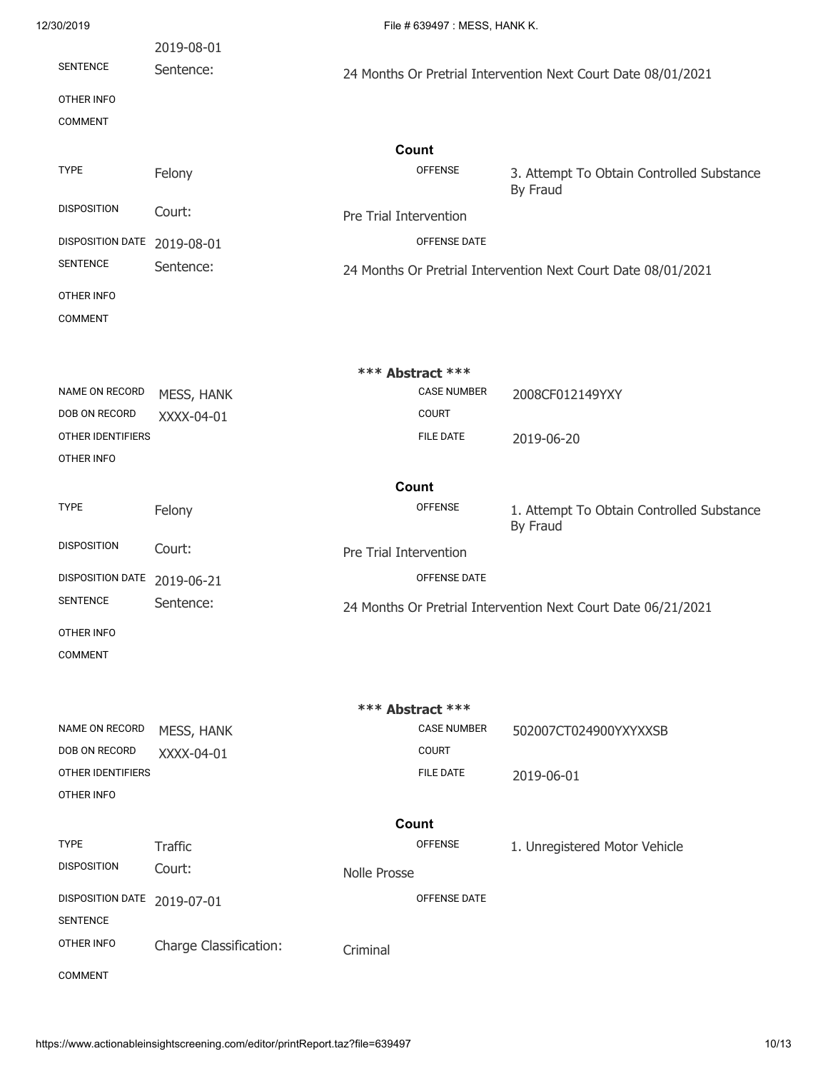| | | | |
|---|---|---|---|
| | 2019-08-01 | | |
| SENTENCE | Sentence: | 24 Months Or Pretrial Intervention Next Court Date 08/01/2021 | |
| OTHER INFO | | | |
| COMMENT | | | |

**Count**

| | | | |
|---|---|---|---|
| TYPE | Felony | OFFENSE | 3. Attempt To Obtain Controlled Substance By Fraud |
| DISPOSITION | Court: | Pre Trial Intervention | |
| DISPOSITION DATE | 2019-08-01 | OFFENSE DATE | |
| SENTENCE | Sentence: | 24 Months Or Pretrial Intervention Next Court Date 08/01/2021 | |
| OTHER INFO | | | |
| COMMENT | | | |

**\*\*\* Abstract \*\*\***

| | | | |
|---|---|---|---|
| NAME ON RECORD | MESS, HANK | CASE NUMBER | 2008CF012149YXY |
| DOB ON RECORD | XXXX-04-01 | COURT | |
| OTHER IDENTIFIERS | | FILE DATE | 2019-06-20 |
| OTHER INFO | | | |

**Count**

| | | | |
|---|---|---|---|
| TYPE | Felony | OFFENSE | 1. Attempt To Obtain Controlled Substance By Fraud |
| DISPOSITION | Court: | Pre Trial Intervention | |
| DISPOSITION DATE | 2019-06-21 | OFFENSE DATE | |
| SENTENCE | Sentence: | 24 Months Or Pretrial Intervention Next Court Date 06/21/2021 | |
| OTHER INFO | | | |
| COMMENT | | | |

**\*\*\* Abstract \*\*\***

| | | | |
|---|---|---|---|
| NAME ON RECORD | MESS, HANK | CASE NUMBER | 502007CT024900YXYXXSB |
| DOB ON RECORD | XXXX-04-01 | COURT | |
| OTHER IDENTIFIERS | | FILE DATE | 2019-06-01 |
| OTHER INFO | | | |

**Count**

| | | | |
|---|---|---|---|
| TYPE | Traffic | OFFENSE | 1. Unregistered Motor Vehicle |
| DISPOSITION | Court: | Nolle Prosse | |
| DISPOSITION DATE | 2019-07-01 | OFFENSE DATE | |
| SENTENCE | | | |
| OTHER INFO | Charge Classification: | Criminal | |
| COMMENT | | | |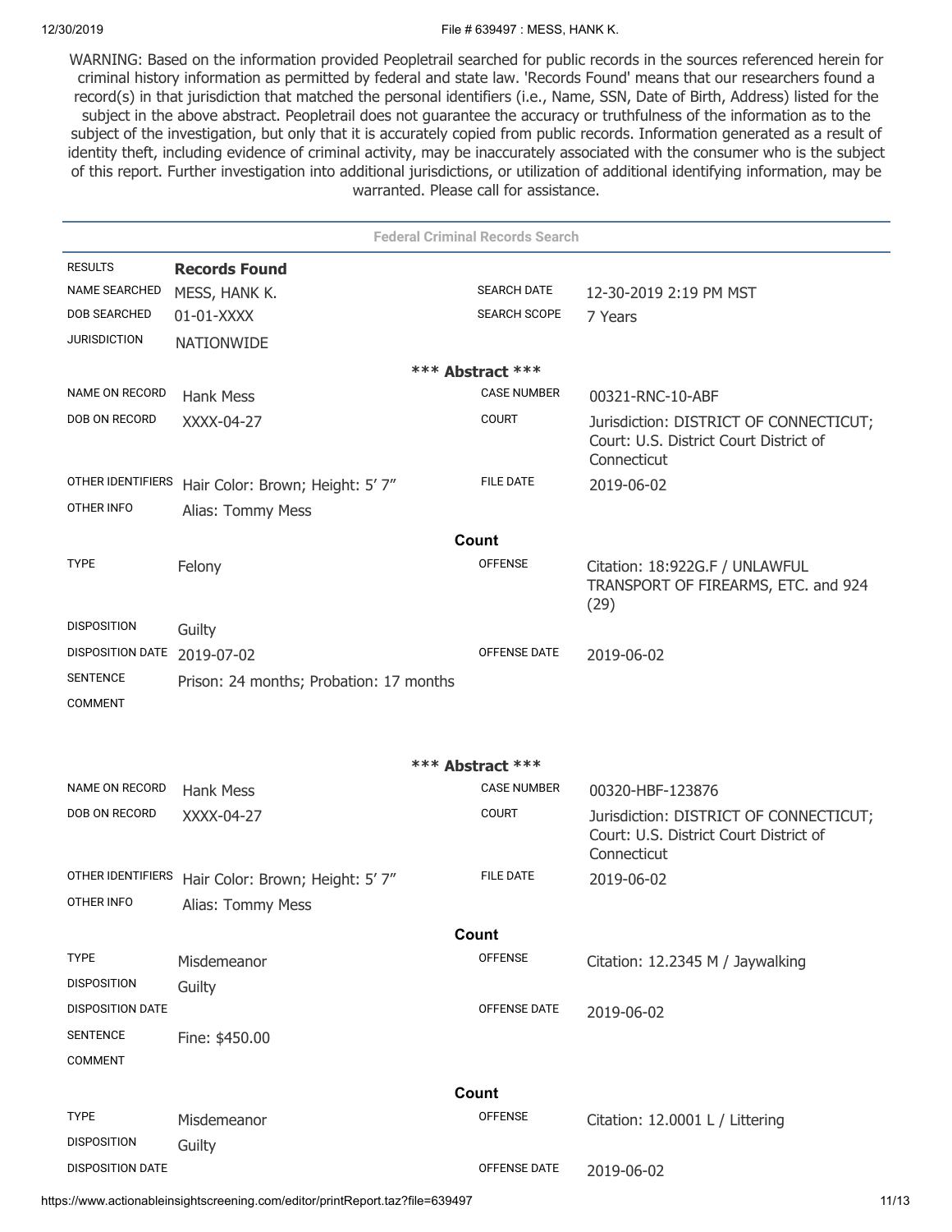WARNING: Based on the information provided Peopletrail searched for public records in the sources referenced herein for criminal history information as permitted by federal and state law. 'Records Found' means that our researchers found a record(s) in that jurisdiction that matched the personal identifiers (i.e., Name, SSN, Date of Birth, Address) listed for the subject in the above abstract. Peopletrail does not guarantee the accuracy or truthfulness of the information as to the subject of the investigation, but only that it is accurately copied from public records. Information generated as a result of identity theft, including evidence of criminal activity, may be inaccurately associated with the consumer who is the subject of this report. Further investigation into additional jurisdictions, or utilization of additional identifying information, may be warranted. Please call for assistance.

## Federal Criminal Records Search

| | | | |
|---|---|---|---|
| RESULTS | **Records Found** | | |
| NAME SEARCHED | MESS, HANK K. | SEARCH DATE | 12-30-2019 2:19 PM MST |
| DOB SEARCHED | 01-01-XXXX | SEARCH SCOPE | 7 Years |
| JURISDICTION | NATIONWIDE | | |

### *** Abstract ***

| | | | |
|---|---|---|---|
| NAME ON RECORD | Hank Mess | CASE NUMBER | 00321-RNC-10-ABF |
| DOB ON RECORD | XXXX-04-27 | COURT | Jurisdiction: DISTRICT OF CONNECTICUT; Court: U.S. District Court District of Connecticut |
| OTHER IDENTIFIERS | Hair Color: Brown; Height: 5’ 7” | FILE DATE | 2019-06-02 |
| OTHER INFO | Alias: Tommy Mess | | |

#### Count

| | | | |
|---|---|---|---|
| TYPE | Felony | OFFENSE | Citation: 18:922G.F / UNLAWFUL TRANSPORT OF FIREARMS, ETC. and 924 (29) |
| DISPOSITION | Guilty | | |
| DISPOSITION DATE | 2019-07-02 | OFFENSE DATE | 2019-06-02 |
| SENTENCE | Prison: 24 months; Probation: 17 months | | |
| COMMENT | | | |

### *** Abstract ***

| | | | |
|---|---|---|---|
| NAME ON RECORD | Hank Mess | CASE NUMBER | 00320-HBF-123876 |
| DOB ON RECORD | XXXX-04-27 | COURT | Jurisdiction: DISTRICT OF CONNECTICUT; Court: U.S. District Court District of Connecticut |
| OTHER IDENTIFIERS | Hair Color: Brown; Height: 5’ 7” | FILE DATE | 2019-06-02 |
| OTHER INFO | Alias: Tommy Mess | | |

#### Count

| | | | |
|---|---|---|---|
| TYPE | Misdemeanor | OFFENSE | Citation: 12.2345 M / Jaywalking |
| DISPOSITION | Guilty | | |
| DISPOSITION DATE | | OFFENSE DATE | 2019-06-02 |
| SENTENCE | Fine: $450.00 | | |
| COMMENT | | | |

#### Count

| | | | |
|---|---|---|---|
| TYPE | Misdemeanor | OFFENSE | Citation: 12.0001 L / Littering |
| DISPOSITION | Guilty | | |
| DISPOSITION DATE | | OFFENSE DATE | 2019-06-02 |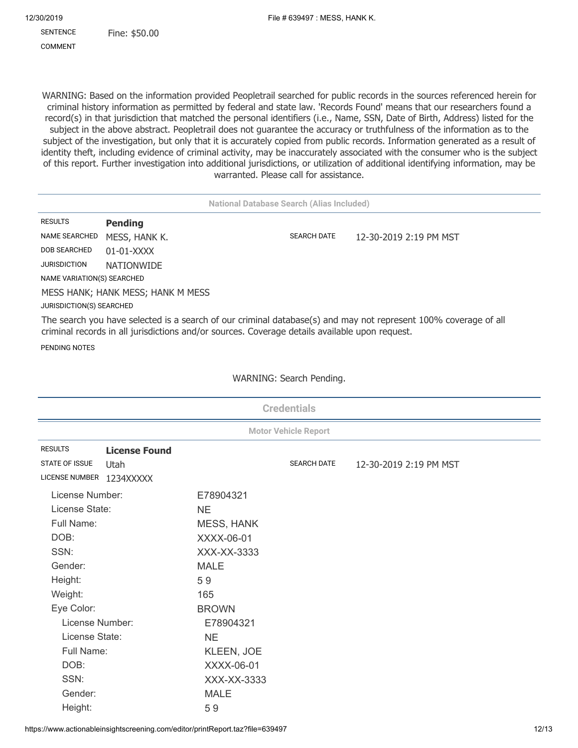| | |
|---|---|
| SENTENCE | Fine: $50.00 |
| COMMENT | |

WARNING: Based on the information provided Peopletrail searched for public records in the sources referenced herein for criminal history information as permitted by federal and state law. 'Records Found' means that our researchers found a record(s) in that jurisdiction that matched the personal identifiers (i.e., Name, SSN, Date of Birth, Address) listed for the subject in the above abstract. Peopletrail does not guarantee the accuracy or truthfulness of the information as to the subject of the investigation, but only that it is accurately copied from public records. Information generated as a result of identity theft, including evidence of criminal activity, may be inaccurately associated with the consumer who is the subject of this report. Further investigation into additional jurisdictions, or utilization of additional identifying information, may be warranted. Please call for assistance.

### National Database Search (Alias Included)

| | | | |
|---|---|---|---|
| RESULTS | **Pending** | | |
| NAME SEARCHED | MESS, HANK K. | SEARCH DATE | 12-30-2019 2:19 PM MST |
| DOB SEARCHED | 01-01-XXXX | | |
| JURISDICTION | NATIONWIDE | | |

NAME VARIATION(S) SEARCHED

MESS HANK; HANK MESS; HANK M MESS

JURISDICTION(S) SEARCHED

The search you have selected is a search of our criminal database(s) and may not represent 100% coverage of all criminal records in all jurisdictions and/or sources. Coverage details available upon request.

PENDING NOTES

WARNING: Search Pending.

## Credentials

### Motor Vehicle Report

| | | | |
|---|---|---|---|
| RESULTS | **License Found** | | |
| STATE OF ISSUE | Utah | SEARCH DATE | 12-30-2019 2:19 PM MST |
| LICENSE NUMBER | 1234XXXXX | | |

| | |
|---|---|
| License Number: | E78904321 |
| License State: | NE |
| Full Name: | MESS, HANK |
| DOB: | XXXX-06-01 |
| SSN: | XXX-XX-3333 |
| Gender: | MALE |
| Height: | 5 9 |
| Weight: | 165 |
| Eye Color: | BROWN |

| | |
|---|---|
| License Number: | E78904321 |
| License State: | NE |
| Full Name: | KLEEN, JOE |
| DOB: | XXXX-06-01 |
| SSN: | XXX-XX-3333 |
| Gender: | MALE |
| Height: | 5 9 |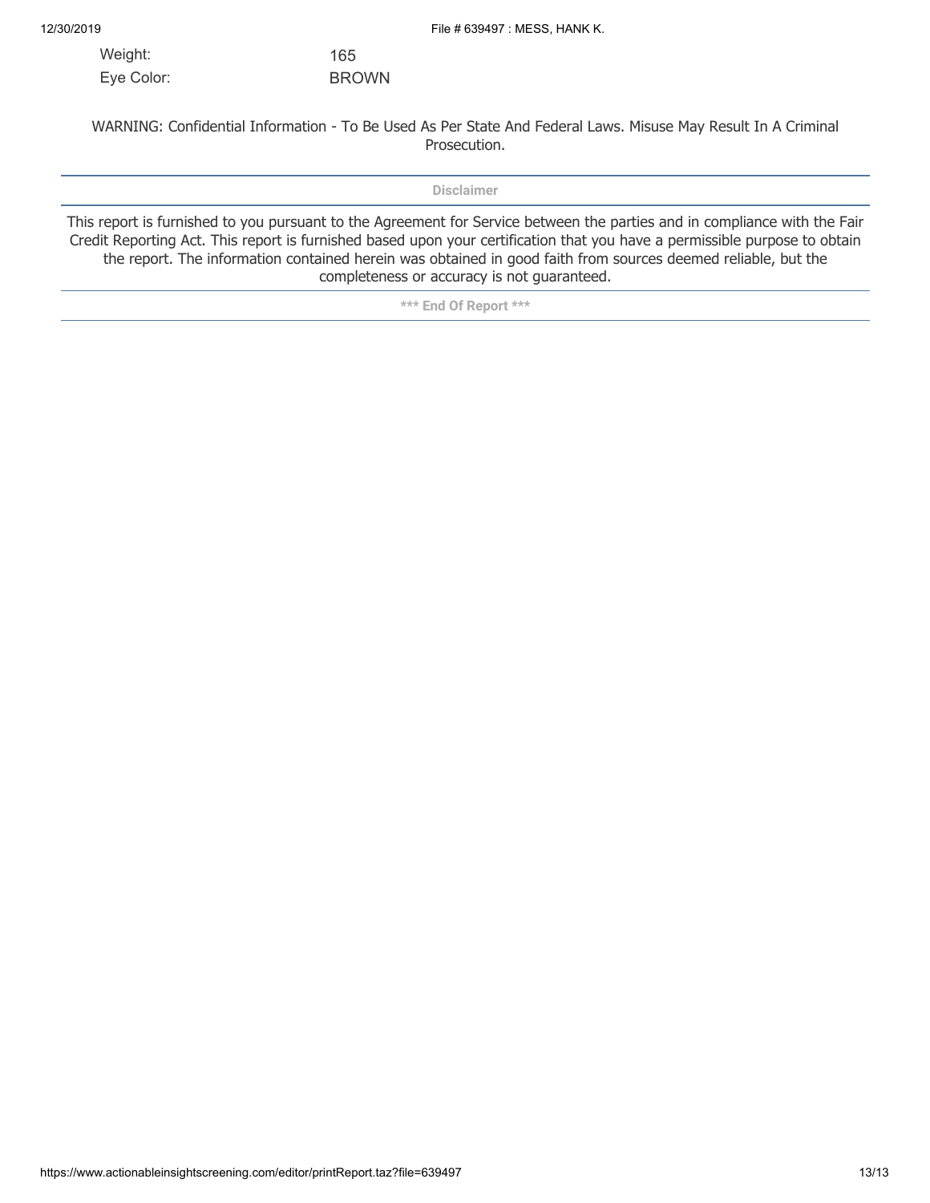| | |
|---|---|
| Weight: | 165 |
| Eye Color: | BROWN |

WARNING: Confidential Information - To Be Used As Per State And Federal Laws. Misuse May Result In A Criminal Prosecution.

**Disclaimer**

This report is furnished to you pursuant to the Agreement for Service between the parties and in compliance with the Fair Credit Reporting Act. This report is furnished based upon your certification that you have a permissible purpose to obtain the report. The information contained herein was obtained in good faith from sources deemed reliable, but the completeness or accuracy is not guaranteed.

**\*\*\* End Of Report \*\*\***